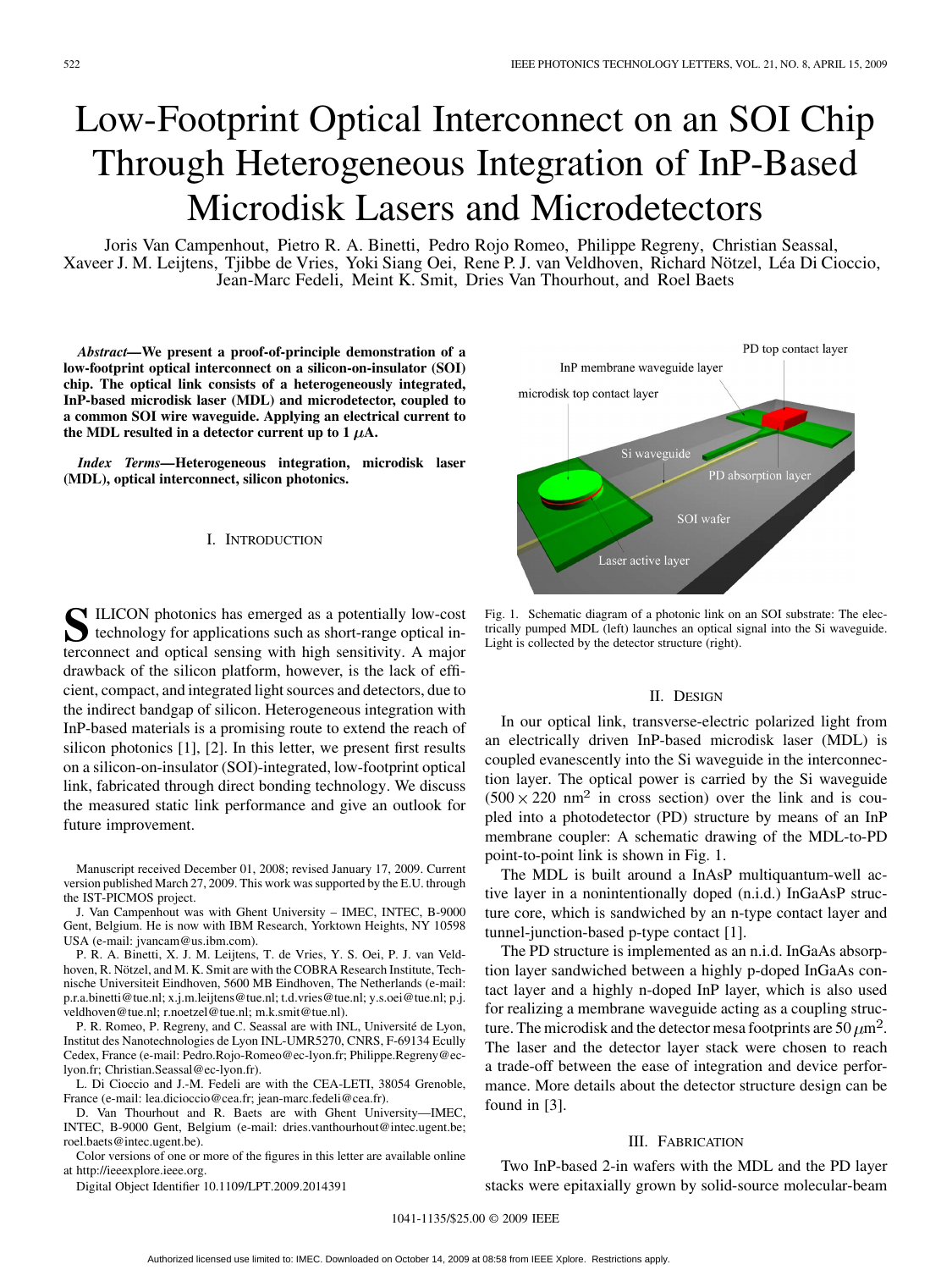# Low-Footprint Optical Interconnect on an SOI Chip Through Heterogeneous Integration of InP-Based Microdisk Lasers and Microdetectors

Joris Van Campenhout, Pietro R. A. Binetti, Pedro Rojo Romeo, Philippe Regreny, Christian Seassal, Xaveer J. M. Leijtens, Tjibbe de Vries, Yoki Siang Oei, Rene P. J. van Veldhoven, Richard Nötzel, Léa Di Cioccio, Jean-Marc Fedeli, Meint K. Smit, Dries Van Thourhout, and Roel Baets

***Abstract*—We present a proof-of-principle demonstration of a low-footprint optical interconnect on a silicon-on-insulator (SOI) chip. The optical link consists of a heterogeneously integrated, InP-based microdisk laser (MDL) and microdetector, coupled to a common SOI wire waveguide. Applying an electrical current to the MDL resulted in a detector current up to 1 $\mu$A.**

***Index Terms*—Heterogeneous integration, microdisk laser (MDL), optical interconnect, silicon photonics.**

## I. Introduction

Silicon photonics has emerged as a potentially low-cost technology for applications such as short-range optical interconnect and optical sensing with high sensitivity. A major drawback of the silicon platform, however, is the lack of efficient, compact, and integrated light sources and detectors, due to the indirect bandgap of silicon. Heterogeneous integration with InP-based materials is a promising route to extend the reach of silicon photonics [1], [2]. In this letter, we present first results on a silicon-on-insulator (SOI)-integrated, low-footprint optical link, fabricated through direct bonding technology. We discuss the measured static link performance and give an outlook for future improvement.

Manuscript received December 01, 2008; revised January 17, 2009. Current version published March 27, 2009. This work was supported by the E.U. through the IST-PICMOS project.

J. Van Campenhout was with Ghent University – IMEC, INTEC, B-9000 Gent, Belgium. He is now with IBM Research, Yorktown Heights, NY 10598 USA (e-mail: jvancam@us.ibm.com).

P. R. A. Binetti, X. J. M. Leijtens, T. de Vries, Y. S. Oei, P. J. van Veldhoven, R. Nötzel, and M. K. Smit are with the COBRA Research Institute, Technische Universiteit Eindhoven, 5600 MB Eindhoven, The Netherlands (e-mail: p.r.a.binetti@tue.nl; x.j.m.leijtens@tue.nl; t.d.vries@tue.nl; y.s.oei@tue.nl; p.j.veldhoven@tue.nl; r.noetzel@tue.nl; m.k.smit@tue.nl).

P. R. Romeo, P. Regreny, and C. Seassal are with INL, Université de Lyon, Institut des Nanotechnologies de Lyon INL-UMR5270, CNRS, F-69134 Ecully Cedex, France (e-mail: Pedro.Rojo-Romeo@ec-lyon.fr; Philippe.Regreny@ec-lyon.fr; Christian.Seassal@ec-lyon.fr).

L. Di Cioccio and J.-M. Fedeli are with the CEA-LETI, 38054 Grenoble, France (e-mail: lea.dicioccio@cea.fr; jean-marc.fedeli@cea.fr).

D. Van Thourhout and R. Baets are with Ghent University—IMEC, INTEC, B-9000 Gent, Belgium (e-mail: dries.vanthourhout@intec.ugent.be; roel.baets@intec.ugent.be).

Color versions of one or more of the figures in this letter are available online at http://ieeexplore.ieee.org.

Digital Object Identifier 10.1109/LPT.2009.2014391

Fig. 1. Schematic diagram of a photonic link on an SOI substrate: The electrically pumped MDL (left) launches an optical signal into the Si waveguide. Light is collected by the detector structure (right).

## II. Design

In our optical link, transverse-electric polarized light from an electrically driven InP-based microdisk laser (MDL) is coupled evanescently into the Si waveguide in the interconnection layer. The optical power is carried by the Si waveguide ($500 \times 220$ nm$^2$ in cross section) over the link and is coupled into a photodetector (PD) structure by means of an InP membrane coupler: A schematic drawing of the MDL-to-PD point-to-point link is shown in Fig. 1.

The MDL is built around a InAsP multiquantum-well active layer in a nonintentionally doped (n.i.d.) InGaAsP structure core, which is sandwiched by an n-type contact layer and tunnel-junction-based p-type contact [1].

The PD structure is implemented as an n.i.d. InGaAs absorption layer sandwiched between a highly p-doped InGaAs contact layer and a highly n-doped InP layer, which is also used for realizing a membrane waveguide acting as a coupling structure. The microdisk and the detector mesa footprints are 50 $\mu$m$^2$. The laser and the detector layer stack were chosen to reach a trade-off between the ease of integration and device performance. More details about the detector structure design can be found in [3].

## III. Fabrication

Two InP-based 2-in wafers with the MDL and the PD layer stacks were epitaxially grown by solid-source molecular-beam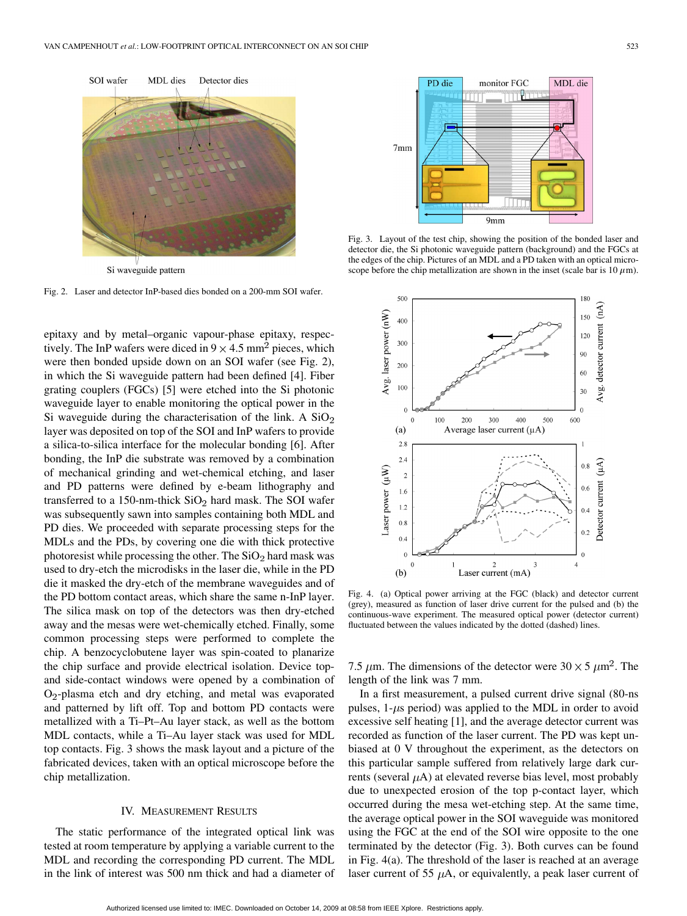Fig. 2. Laser and detector InP-based dies bonded on a 200-mm SOI wafer.

Fig. 3. Layout of the test chip, showing the position of the bonded laser and detector die, the Si photonic waveguide pattern (background) and the FGCs at the edges of the chip. Pictures of an MDL and a PD taken with an optical microscope before the chip metallization are shown in the inset (scale bar is 10 $\mu$m).

Fig. 4. (a) Optical power arriving at the FGC (black) and detector current (grey), measured as function of laser drive current for the pulsed and (b) the continuous-wave experiment. The measured optical power (detector current) fluctuated between the values indicated by the dotted (dashed) lines.

epitaxy and by metal–organic vapour-phase epitaxy, respectively. The InP wafers were diced in $9 \times 4.5$ mm$^2$ pieces, which were then bonded upside down on an SOI wafer (see Fig. 2), in which the Si waveguide pattern had been defined [4]. Fiber grating couplers (FGCs) [5] were etched into the Si photonic waveguide layer to enable monitoring the optical power in the Si waveguide during the characterisation of the link. A $SiO_2$ layer was deposited on top of the SOI and InP wafers to provide a silica-to-silica interface for the molecular bonding [6]. After bonding, the InP die substrate was removed by a combination of mechanical grinding and wet-chemical etching, and laser and PD patterns were defined by e-beam lithography and transferred to a 150-nm-thick $SiO_2$ hard mask. The SOI wafer was subsequently sawn into samples containing both MDL and PD dies. We proceeded with separate processing steps for the MDLs and the PDs, by covering one die with thick protective photoresist while processing the other. The $SiO_2$ hard mask was used to dry-etch the microdisks in the laser die, while in the PD die it masked the dry-etch of the membrane waveguides and of the PD bottom contact areas, which share the same n-InP layer. The silica mask on top of the detectors was then dry-etched away and the mesas were wet-chemically etched. Finally, some common processing steps were performed to complete the chip. A benzocyclobutene layer was spin-coated to planarize the chip surface and provide electrical isolation. Device top- and side-contact windows were opened by a combination of $O_2$-plasma etch and dry etching, and metal was evaporated and patterned by lift off. Top and bottom PD contacts were metallized with a Ti–Pt–Au layer stack, as well as the bottom MDL contacts, while a Ti–Au layer stack was used for MDL top contacts. Fig. 3 shows the mask layout and a picture of the fabricated devices, taken with an optical microscope before the chip metallization.

## IV. Measurement Results

The static performance of the integrated optical link was tested at room temperature by applying a variable current to the MDL and recording the corresponding PD current. The MDL in the link of interest was 500 nm thick and had a diameter of 7.5 $\mu$m. The dimensions of the detector were $30 \times 5$ $\mu$m$^2$. The length of the link was 7 mm.

In a first measurement, a pulsed current drive signal (80-ns pulses, 1-$\mu$s period) was applied to the MDL in order to avoid excessive self heating [1], and the average detector current was recorded as function of the laser current. The PD was kept unbiased at 0 V throughout the experiment, as the detectors on this particular sample suffered from relatively large dark currents (several $\mu$A) at elevated reverse bias level, most probably due to unexpected erosion of the top p-contact layer, which occurred during the mesa wet-etching step. At the same time, the average optical power in the SOI waveguide was monitored using the FGC at the end of the SOI wire opposite to the one terminated by the detector (Fig. 3). Both curves can be found in Fig. 4(a). The threshold of the laser is reached at an average laser current of 55 $\mu$A, or equivalently, a peak laser current of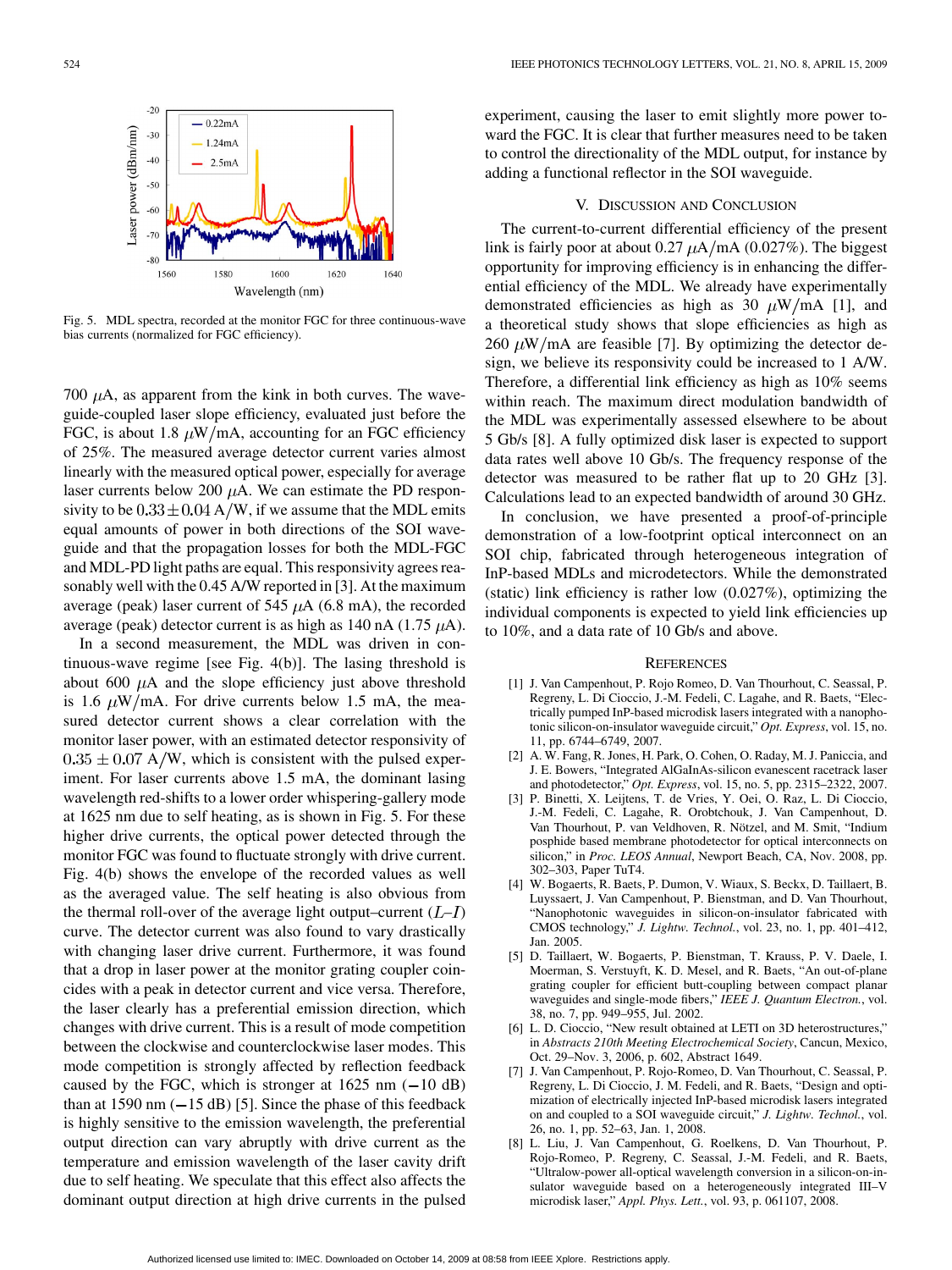-20
-30
-40
-50
-60
-70
-80
Laser power (dBm/nm)
1560 1580 1600 1620 1640
Wavelength (nm)
0.22mA
1.24mA
2.5mA

Fig. 5. MDL spectra, recorded at the monitor FGC for three continuous-wave bias currents (normalized for FGC efficiency).

700 $\mu$A, as apparent from the kink in both curves. The waveguide-coupled laser slope efficiency, evaluated just before the FGC, is about 1.8 $\mu$W/mA, accounting for an FGC efficiency of 25%. The measured average detector current varies almost linearly with the measured optical power, especially for average laser currents below 200 $\mu$A. We can estimate the PD responsivity to be $0.33 \pm 0.04$ A/W, if we assume that the MDL emits equal amounts of power in both directions of the SOI waveguide and that the propagation losses for both the MDL-FGC and MDL-PD light paths are equal. This responsivity agrees reasonably well with the 0.45 A/W reported in [3]. At the maximum average (peak) laser current of 545 $\mu$A (6.8 mA), the recorded average (peak) detector current is as high as 140 nA (1.75 $\mu$A).

In a second measurement, the MDL was driven in continuous-wave regime [see Fig. 4(b)]. The lasing threshold is about 600 $\mu$A and the slope efficiency just above threshold is 1.6 $\mu$W/mA. For drive currents below 1.5 mA, the measured detector current shows a clear correlation with the monitor laser power, with an estimated detector responsivity of $0.35 \pm 0.07$ A/W, which is consistent with the pulsed experiment. For laser currents above 1.5 mA, the dominant lasing wavelength red-shifts to a lower order whispering-gallery mode at 1625 nm due to self heating, as is shown in Fig. 5. For these higher drive currents, the optical power detected through the monitor FGC was found to fluctuate strongly with drive current. Fig. 4(b) shows the envelope of the recorded values as well as the averaged value. The self heating is also obvious from the thermal roll-over of the average light output–current ($L$–$I$) curve. The detector current was also found to vary drastically with changing laser drive current. Furthermore, it was found that a drop in laser power at the monitor grating coupler coincides with a peak in detector current and vice versa. Therefore, the laser clearly has a preferential emission direction, which changes with drive current. This is a result of mode competition between the clockwise and counterclockwise laser modes. This mode competition is strongly affected by reflection feedback caused by the FGC, which is stronger at 1625 nm ($-10$ dB) than at 1590 nm ($-15$ dB) [5]. Since the phase of this feedback is highly sensitive to the emission wavelength, the preferential output direction can vary abruptly with drive current as the temperature and emission wavelength of the laser cavity drift due to self heating. We speculate that this effect also affects the dominant output direction at high drive currents in the pulsed experiment, causing the laser to emit slightly more power toward the FGC. It is clear that further measures need to be taken to control the directionality of the MDL output, for instance by adding a functional reflector in the SOI waveguide.

## V. Discussion and Conclusion

The current-to-current differential efficiency of the present link is fairly poor at about 0.27 $\mu$A/mA (0.027%). The biggest opportunity for improving efficiency is in enhancing the differential efficiency of the MDL. We already have experimentally demonstrated efficiencies as high as 30 $\mu$W/mA [1], and a theoretical study shows that slope efficiencies as high as 260 $\mu$W/mA are feasible [7]. By optimizing the detector design, we believe its responsivity could be increased to 1 A/W. Therefore, a differential link efficiency as high as 10% seems within reach. The maximum direct modulation bandwidth of the MDL was experimentally assessed elsewhere to be about 5 Gb/s [8]. A fully optimized disk laser is expected to support data rates well above 10 Gb/s. The frequency response of the detector was measured to be rather flat up to 20 GHz [3]. Calculations lead to an expected bandwidth of around 30 GHz.

In conclusion, we have presented a proof-of-principle demonstration of a low-footprint optical interconnect on an SOI chip, fabricated through heterogeneous integration of InP-based MDLs and microdetectors. While the demonstrated (static) link efficiency is rather low (0.027%), optimizing the individual components is expected to yield link efficiencies up to 10%, and a data rate of 10 Gb/s and above.

## References

[1] J. Van Campenhout, P. Rojo Romeo, D. Van Thourhout, C. Seassal, P. Regreny, L. Di Cioccio, J.-M. Fedeli, C. Lagahe, and R. Baets, "Electrically pumped InP-based microdisk lasers integrated with a nanophotonic silicon-on-insulator waveguide circuit," *Opt. Express*, vol. 15, no. 11, pp. 6744–6749, 2007.

[2] A. W. Fang, R. Jones, H. Park, O. Cohen, O. Raday, M. J. Paniccia, and J. E. Bowers, "Integrated AlGaInAs-silicon evanescent racetrack laser and photodetector," *Opt. Express*, vol. 15, no. 5, pp. 2315–2322, 2007.

[3] P. Binetti, X. Leijtens, T. de Vries, Y. Oei, O. Raz, L. Di Cioccio, J.-M. Fedeli, C. Lagahe, R. Orobtchouk, J. Van Campenhout, D. Van Thourhout, P. van Veldhoven, R. Nötzel, and M. Smit, "Indium posphide based membrane photodetector for optical interconnects on silicon," in *Proc. LEOS Annual*, Newport Beach, CA, Nov. 2008, pp. 302–303, Paper TuT4.

[4] W. Bogaerts, R. Baets, P. Dumon, V. Wiaux, S. Beckx, D. Taillaert, B. Luyssaert, J. Van Campenhout, P. Bienstman, and D. Van Thourhout, "Nanophotonic waveguides in silicon-on-insulator fabricated with CMOS technology," *J. Lightw. Technol.*, vol. 23, no. 1, pp. 401–412, Jan. 2005.

[5] D. Taillaert, W. Bogaerts, P. Bienstman, T. Krauss, P. V. Daele, I. Moerman, S. Verstuyft, K. D. Mesel, and R. Baets, "An out-of-plane grating coupler for efficient butt-coupling between compact planar waveguides and single-mode fibers," *IEEE J. Quantum Electron.*, vol. 38, no. 7, pp. 949–955, Jul. 2002.

[6] L. D. Cioccio, "New result obtained at LETI on 3D heterostructures," in *Abstracts 210th Meeting Electrochemical Society*, Cancun, Mexico, Oct. 29–Nov. 3, 2006, p. 602, Abstract 1649.

[7] J. Van Campenhout, P. Rojo-Romeo, D. Van Thourhout, C. Seassal, P. Regreny, L. Di Cioccio, J. M. Fedeli, and R. Baets, "Design and optimization of electrically injected InP-based microdisk lasers integrated on and coupled to a SOI waveguide circuit," *J. Lightw. Technol.*, vol. 26, no. 1, pp. 52–63, Jan. 1, 2008.

[8] L. Liu, J. Van Campenhout, G. Roelkens, D. Van Thourhout, P. Rojo-Romeo, P. Regreny, C. Seassal, J.-M. Fedeli, and R. Baets, "Ultralow-power all-optical wavelength conversion in a silicon-on-insulator waveguide based on a heterogeneously integrated III–V microdisk laser," *Appl. Phys. Lett.*, vol. 93, p. 061107, 2008.